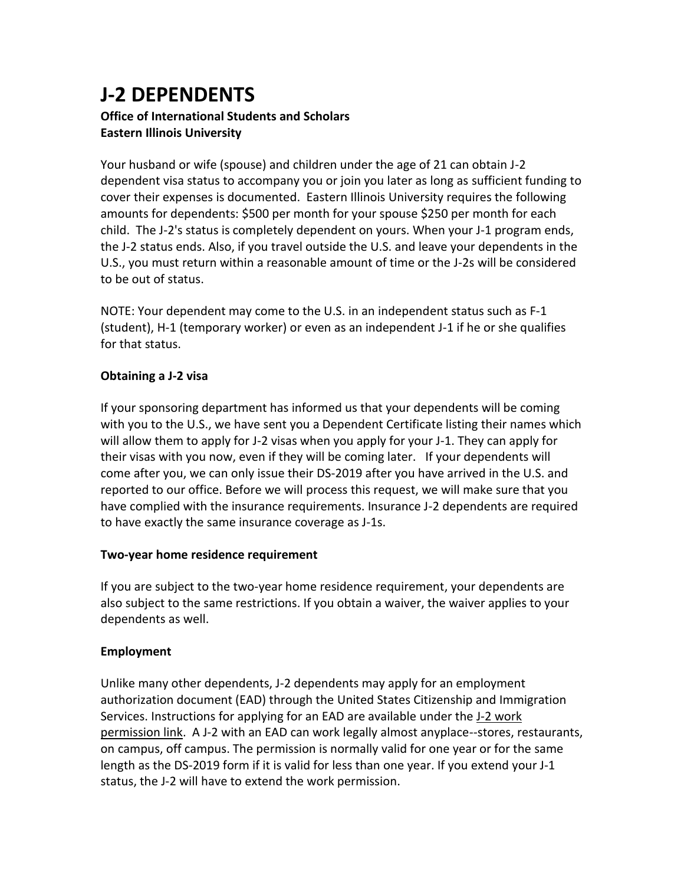# J-2 DEPENDENTS

**Office of International Students and Scholars**
**Eastern Illinois University**

Your husband or wife (spouse) and children under the age of 21 can obtain J-2 dependent visa status to accompany you or join you later as long as sufficient funding to cover their expenses is documented. Eastern Illinois University requires the following amounts for dependents: $500 per month for your spouse $250 per month for each child. The J-2's status is completely dependent on yours. When your J-1 program ends, the J-2 status ends. Also, if you travel outside the U.S. and leave your dependents in the U.S., you must return within a reasonable amount of time or the J-2s will be considered to be out of status.

NOTE: Your dependent may come to the U.S. in an independent status such as F-1 (student), H-1 (temporary worker) or even as an independent J-1 if he or she qualifies for that status.

### Obtaining a J-2 visa

If your sponsoring department has informed us that your dependents will be coming with you to the U.S., we have sent you a Dependent Certificate listing their names which will allow them to apply for J-2 visas when you apply for your J-1. They can apply for their visas with you now, even if they will be coming later. If your dependents will come after you, we can only issue their DS-2019 after you have arrived in the U.S. and reported to our office. Before we will process this request, we will make sure that you have complied with the insurance requirements. Insurance J-2 dependents are required to have exactly the same insurance coverage as J-1s.

### Two-year home residence requirement

If you are subject to the two-year home residence requirement, your dependents are also subject to the same restrictions. If you obtain a waiver, the waiver applies to your dependents as well.

### Employment

Unlike many other dependents, J-2 dependents may apply for an employment authorization document (EAD) through the United States Citizenship and Immigration Services. Instructions for applying for an EAD are available under the J-2 work permission link. A J-2 with an EAD can work legally almost anyplace--stores, restaurants, on campus, off campus. The permission is normally valid for one year or for the same length as the DS-2019 form if it is valid for less than one year. If you extend your J-1 status, the J-2 will have to extend the work permission.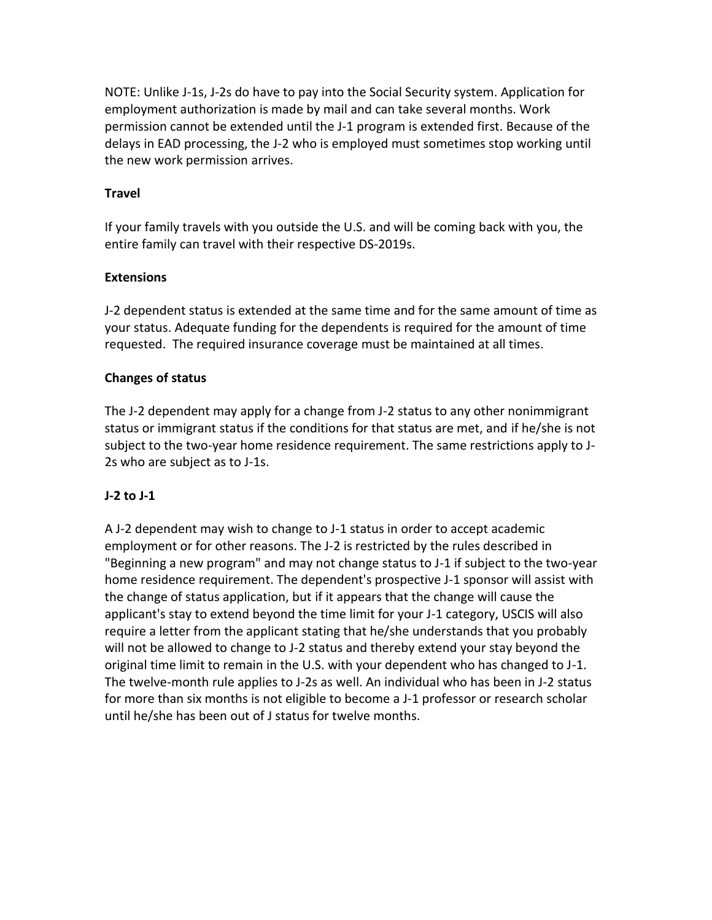NOTE: Unlike J-1s, J-2s do have to pay into the Social Security system. Application for employment authorization is made by mail and can take several months. Work permission cannot be extended until the J-1 program is extended first. Because of the delays in EAD processing, the J-2 who is employed must sometimes stop working until the new work permission arrives.

**Travel**

If your family travels with you outside the U.S. and will be coming back with you, the entire family can travel with their respective DS-2019s.

**Extensions**

J-2 dependent status is extended at the same time and for the same amount of time as your status. Adequate funding for the dependents is required for the amount of time requested. The required insurance coverage must be maintained at all times.

**Changes of status**

The J-2 dependent may apply for a change from J-2 status to any other nonimmigrant status or immigrant status if the conditions for that status are met, and if he/she is not subject to the two-year home residence requirement. The same restrictions apply to J-2s who are subject as to J-1s.

**J-2 to J-1**

A J-2 dependent may wish to change to J-1 status in order to accept academic employment or for other reasons. The J-2 is restricted by the rules described in "Beginning a new program" and may not change status to J-1 if subject to the two-year home residence requirement. The dependent's prospective J-1 sponsor will assist with the change of status application, but if it appears that the change will cause the applicant's stay to extend beyond the time limit for your J-1 category, USCIS will also require a letter from the applicant stating that he/she understands that you probably will not be allowed to change to J-2 status and thereby extend your stay beyond the original time limit to remain in the U.S. with your dependent who has changed to J-1. The twelve-month rule applies to J-2s as well. An individual who has been in J-2 status for more than six months is not eligible to become a J-1 professor or research scholar until he/she has been out of J status for twelve months.